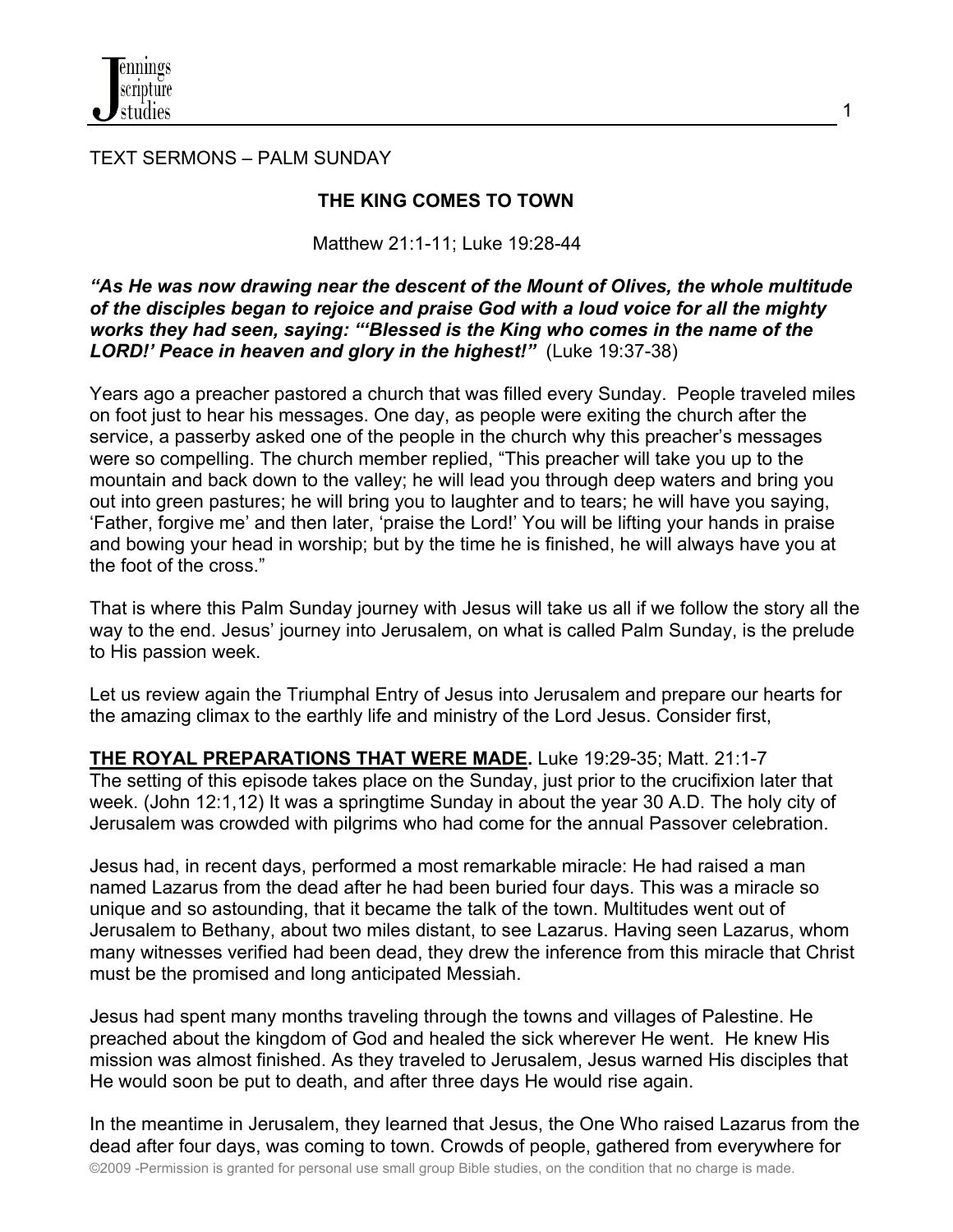TEXT SERMONS – PALM SUNDAY

# THE KING COMES TO TOWN

Matthew 21:1-11; Luke 19:28-44

***"As He was now drawing near the descent of the Mount of Olives, the whole multitude of the disciples began to rejoice and praise God with a loud voice for all the mighty works they had seen, saying: "'Blessed is the King who comes in the name of the LORD!' Peace in heaven and glory in the highest!"*** (Luke 19:37-38)

Years ago a preacher pastored a church that was filled every Sunday. People traveled miles on foot just to hear his messages. One day, as people were exiting the church after the service, a passerby asked one of the people in the church why this preacher's messages were so compelling. The church member replied, "This preacher will take you up to the mountain and back down to the valley; he will lead you through deep waters and bring you out into green pastures; he will bring you to laughter and to tears; he will have you saying, 'Father, forgive me' and then later, 'praise the Lord!' You will be lifting your hands in praise and bowing your head in worship; but by the time he is finished, he will always have you at the foot of the cross."

That is where this Palm Sunday journey with Jesus will take us all if we follow the story all the way to the end. Jesus' journey into Jerusalem, on what is called Palm Sunday, is the prelude to His passion week.

Let us review again the Triumphal Entry of Jesus into Jerusalem and prepare our hearts for the amazing climax to the earthly life and ministry of the Lord Jesus. Consider first,

**THE ROYAL PREPARATIONS THAT WERE MADE.** Luke 19:29-35; Matt. 21:1-7
The setting of this episode takes place on the Sunday, just prior to the crucifixion later that week. (John 12:1,12) It was a springtime Sunday in about the year 30 A.D. The holy city of Jerusalem was crowded with pilgrims who had come for the annual Passover celebration.

Jesus had, in recent days, performed a most remarkable miracle: He had raised a man named Lazarus from the dead after he had been buried four days. This was a miracle so unique and so astounding, that it became the talk of the town. Multitudes went out of Jerusalem to Bethany, about two miles distant, to see Lazarus. Having seen Lazarus, whom many witnesses verified had been dead, they drew the inference from this miracle that Christ must be the promised and long anticipated Messiah.

Jesus had spent many months traveling through the towns and villages of Palestine. He preached about the kingdom of God and healed the sick wherever He went. He knew His mission was almost finished. As they traveled to Jerusalem, Jesus warned His disciples that He would soon be put to death, and after three days He would rise again.

In the meantime in Jerusalem, they learned that Jesus, the One Who raised Lazarus from the dead after four days, was coming to town. Crowds of people, gathered from everywhere for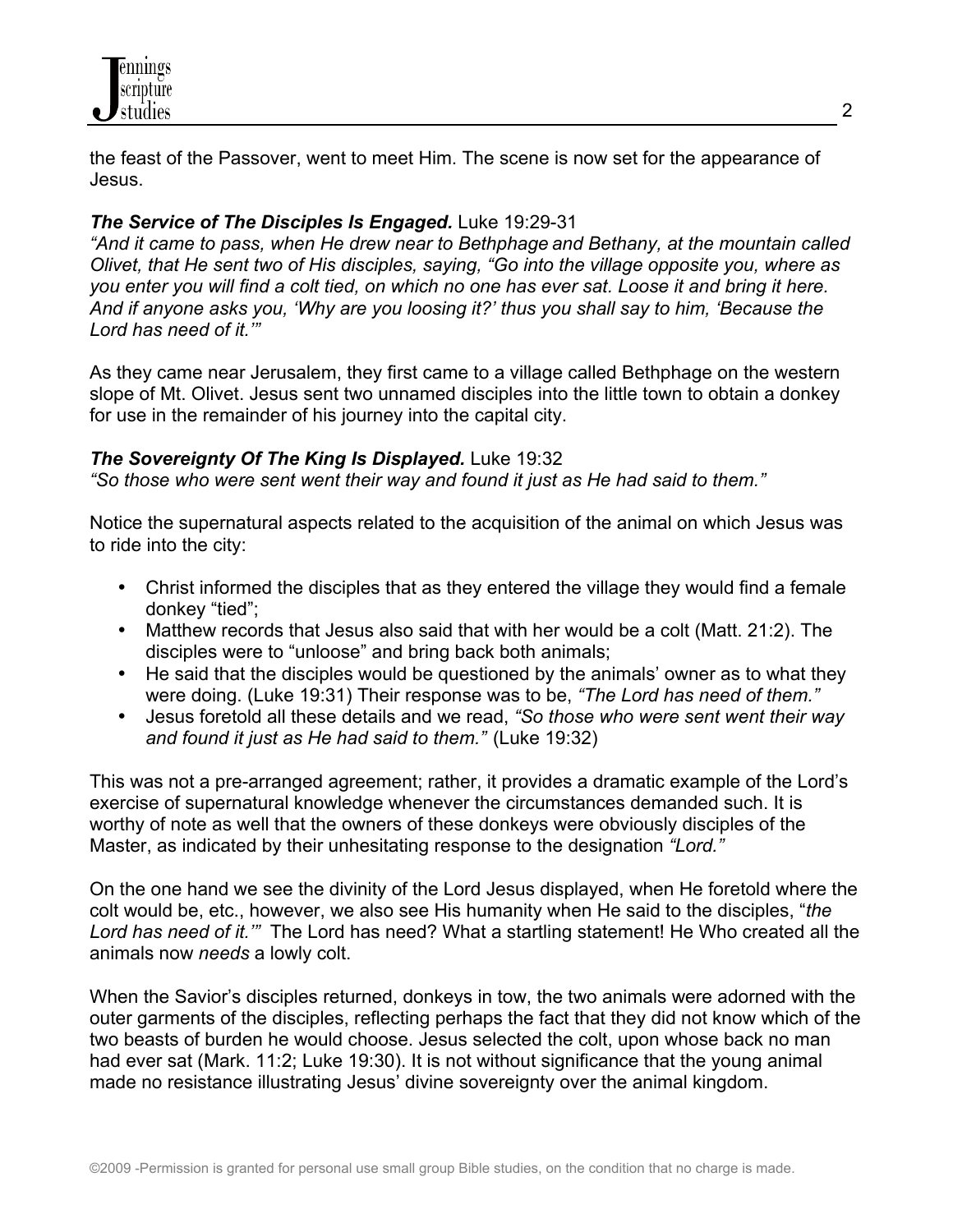the feast of the Passover, went to meet Him. The scene is now set for the appearance of Jesus.

***The Service of The Disciples Is Engaged.*** Luke 19:29-31

*"And it came to pass, when He drew near to Bethphage and Bethany, at the mountain called Olivet, that He sent two of His disciples, saying, "Go into the village opposite you, where as you enter you will find a colt tied, on which no one has ever sat. Loose it and bring it here. And if anyone asks you, 'Why are you loosing it?' thus you shall say to him, 'Because the Lord has need of it.'"*

As they came near Jerusalem, they first came to a village called Bethphage on the western slope of Mt. Olivet. Jesus sent two unnamed disciples into the little town to obtain a donkey for use in the remainder of his journey into the capital city.

***The Sovereignty Of The King Is Displayed.*** Luke 19:32

*"So those who were sent went their way and found it just as He had said to them."*

Notice the supernatural aspects related to the acquisition of the animal on which Jesus was to ride into the city:

- Christ informed the disciples that as they entered the village they would find a female donkey "tied";
- Matthew records that Jesus also said that with her would be a colt (Matt. 21:2). The disciples were to "unloose" and bring back both animals;
- He said that the disciples would be questioned by the animals' owner as to what they were doing. (Luke 19:31) Their response was to be, *"The Lord has need of them."*
- Jesus foretold all these details and we read, *"So those who were sent went their way and found it just as He had said to them."* (Luke 19:32)

This was not a pre-arranged agreement; rather, it provides a dramatic example of the Lord's exercise of supernatural knowledge whenever the circumstances demanded such. It is worthy of note as well that the owners of these donkeys were obviously disciples of the Master, as indicated by their unhesitating response to the designation *"Lord."*

On the one hand we see the divinity of the Lord Jesus displayed, when He foretold where the colt would be, etc., however, we also see His humanity when He said to the disciples, "*the Lord has need of it.'"* The Lord has need? What a startling statement! He Who created all the animals now *needs* a lowly colt.

When the Savior's disciples returned, donkeys in tow, the two animals were adorned with the outer garments of the disciples, reflecting perhaps the fact that they did not know which of the two beasts of burden he would choose. Jesus selected the colt, upon whose back no man had ever sat (Mark. 11:2; Luke 19:30). It is not without significance that the young animal made no resistance illustrating Jesus' divine sovereignty over the animal kingdom.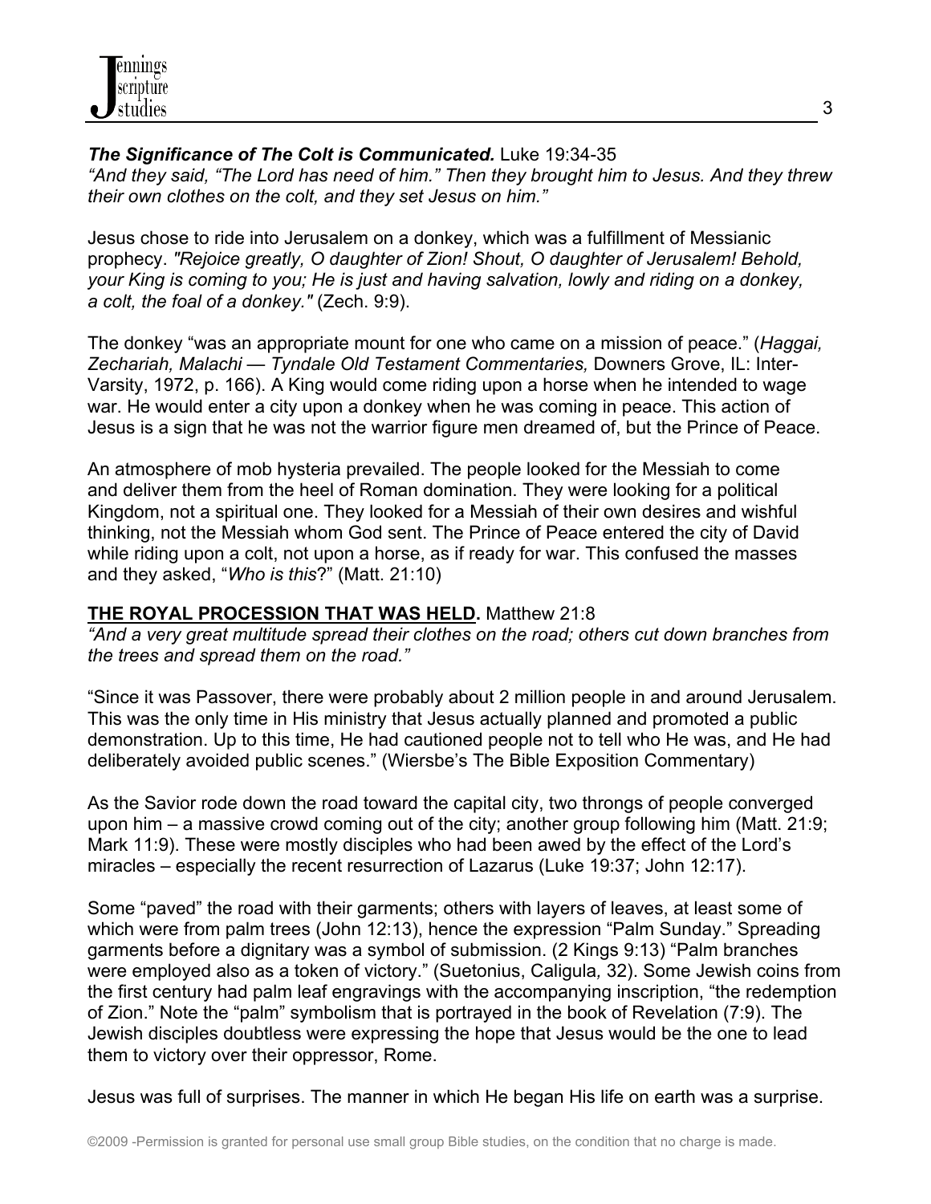***The Significance of The Colt is Communicated.*** Luke 19:34-35

*"And they said, "The Lord has need of him." Then they brought him to Jesus. And they threw their own clothes on the colt, and they set Jesus on him."*

Jesus chose to ride into Jerusalem on a donkey, which was a fulfillment of Messianic prophecy. *"Rejoice greatly, O daughter of Zion! Shout, O daughter of Jerusalem! Behold, your King is coming to you; He is just and having salvation, lowly and riding on a donkey, a colt, the foal of a donkey."* (Zech. 9:9).

The donkey "was an appropriate mount for one who came on a mission of peace." (*Haggai, Zechariah, Malachi — Tyndale Old Testament Commentaries,* Downers Grove, IL: Inter-Varsity, 1972, p. 166). A King would come riding upon a horse when he intended to wage war. He would enter a city upon a donkey when he was coming in peace. This action of Jesus is a sign that he was not the warrior figure men dreamed of, but the Prince of Peace.

An atmosphere of mob hysteria prevailed. The people looked for the Messiah to come and deliver them from the heel of Roman domination. They were looking for a political Kingdom, not a spiritual one. They looked for a Messiah of their own desires and wishful thinking, not the Messiah whom God sent. The Prince of Peace entered the city of David while riding upon a colt, not upon a horse, as if ready for war. This confused the masses and they asked, "*Who is this*?" (Matt. 21:10)

**THE ROYAL PROCESSION THAT WAS HELD.** Matthew 21:8

*"And a very great multitude spread their clothes on the road; others cut down branches from the trees and spread them on the road."*

"Since it was Passover, there were probably about 2 million people in and around Jerusalem. This was the only time in His ministry that Jesus actually planned and promoted a public demonstration. Up to this time, He had cautioned people not to tell who He was, and He had deliberately avoided public scenes." (Wiersbe's The Bible Exposition Commentary)

As the Savior rode down the road toward the capital city, two throngs of people converged upon him – a massive crowd coming out of the city; another group following him (Matt. 21:9; Mark 11:9). These were mostly disciples who had been awed by the effect of the Lord's miracles – especially the recent resurrection of Lazarus (Luke 19:37; John 12:17).

Some "paved" the road with their garments; others with layers of leaves, at least some of which were from palm trees (John 12:13), hence the expression "Palm Sunday." Spreading garments before a dignitary was a symbol of submission. (2 Kings 9:13) "Palm branches were employed also as a token of victory." (Suetonius, Caligula*,* 32). Some Jewish coins from the first century had palm leaf engravings with the accompanying inscription, "the redemption of Zion." Note the "palm" symbolism that is portrayed in the book of Revelation (7:9). The Jewish disciples doubtless were expressing the hope that Jesus would be the one to lead them to victory over their oppressor, Rome.

Jesus was full of surprises. The manner in which He began His life on earth was a surprise.

©2009 -Permission is granted for personal use small group Bible studies, on the condition that no charge is made.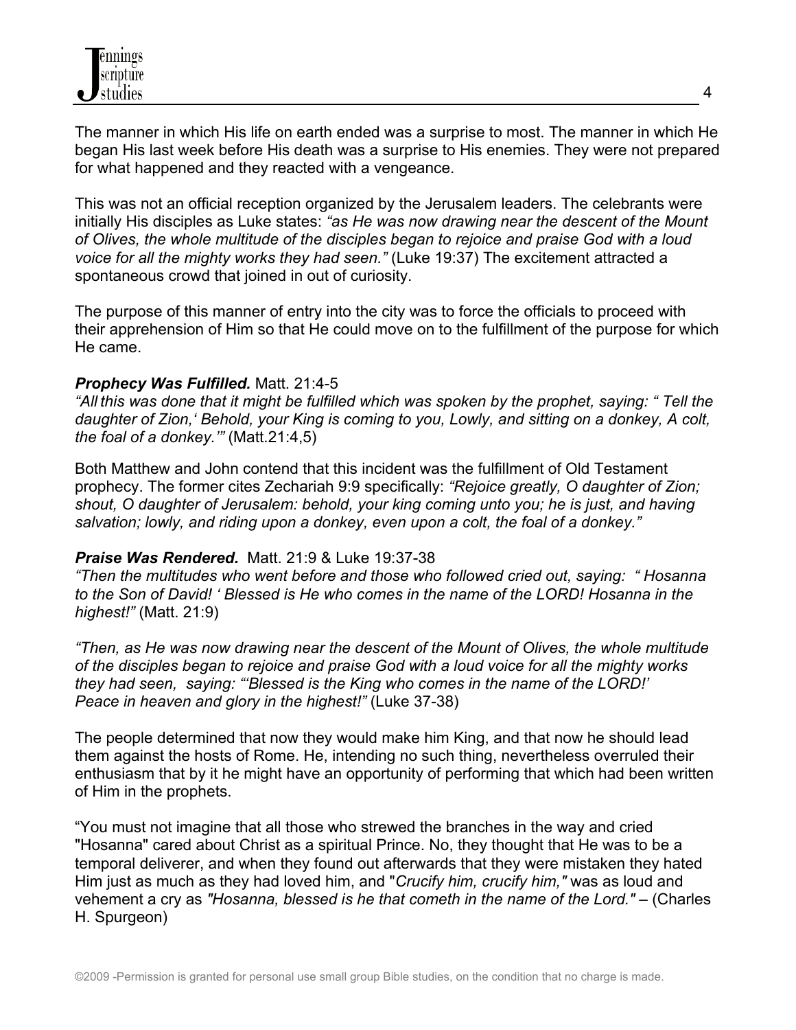The manner in which His life on earth ended was a surprise to most. The manner in which He began His last week before His death was a surprise to His enemies. They were not prepared for what happened and they reacted with a vengeance.

This was not an official reception organized by the Jerusalem leaders. The celebrants were initially His disciples as Luke states: *"as He was now drawing near the descent of the Mount of Olives, the whole multitude of the disciples began to rejoice and praise God with a loud voice for all the mighty works they had seen."* (Luke 19:37) The excitement attracted a spontaneous crowd that joined in out of curiosity.

The purpose of this manner of entry into the city was to force the officials to proceed with their apprehension of Him so that He could move on to the fulfillment of the purpose for which He came.

***Prophecy Was Fulfilled.*** Matt. 21:4-5
*"All this was done that it might be fulfilled which was spoken by the prophet, saying: " Tell the daughter of Zion,' Behold, your King is coming to you, Lowly, and sitting on a donkey, A colt, the foal of a donkey.'"* (Matt.21:4,5)

Both Matthew and John contend that this incident was the fulfillment of Old Testament prophecy. The former cites Zechariah 9:9 specifically: *"Rejoice greatly, O daughter of Zion; shout, O daughter of Jerusalem: behold, your king coming unto you; he is just, and having salvation; lowly, and riding upon a donkey, even upon a colt, the foal of a donkey."*

***Praise Was Rendered.*** Matt. 21:9 & Luke 19:37-38
*"Then the multitudes who went before and those who followed cried out, saying: " Hosanna to the Son of David! ' Blessed is He who comes in the name of the LORD! Hosanna in the highest!"* (Matt. 21:9)

*"Then, as He was now drawing near the descent of the Mount of Olives, the whole multitude of the disciples began to rejoice and praise God with a loud voice for all the mighty works they had seen, saying: "'Blessed is the King who comes in the name of the LORD!' Peace in heaven and glory in the highest!"* (Luke 37-38)

The people determined that now they would make him King, and that now he should lead them against the hosts of Rome. He, intending no such thing, nevertheless overruled their enthusiasm that by it he might have an opportunity of performing that which had been written of Him in the prophets.

"You must not imagine that all those who strewed the branches in the way and cried "Hosanna" cared about Christ as a spiritual Prince. No, they thought that He was to be a temporal deliverer, and when they found out afterwards that they were mistaken they hated Him just as much as they had loved him, and "*Crucify him, crucify him,"* was as loud and vehement a cry as *"Hosanna, blessed is he that cometh in the name of the Lord."* – (Charles H. Spurgeon)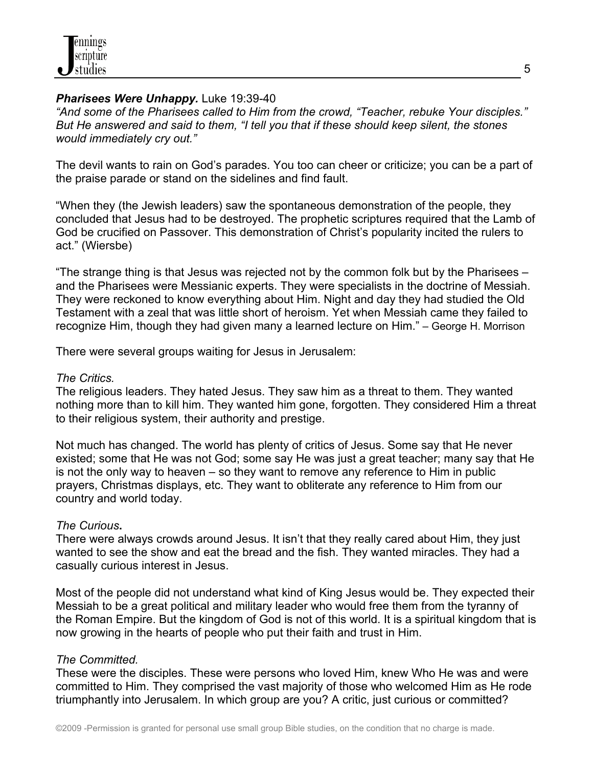***Pharisees Were Unhappy.*** Luke 19:39-40

*"And some of the Pharisees called to Him from the crowd, "Teacher, rebuke Your disciples." But He answered and said to them, "I tell you that if these should keep silent, the stones would immediately cry out."*

The devil wants to rain on God's parades. You too can cheer or criticize; you can be a part of the praise parade or stand on the sidelines and find fault.

"When they (the Jewish leaders) saw the spontaneous demonstration of the people, they concluded that Jesus had to be destroyed. The prophetic scriptures required that the Lamb of God be crucified on Passover. This demonstration of Christ's popularity incited the rulers to act." (Wiersbe)

"The strange thing is that Jesus was rejected not by the common folk but by the Pharisees – and the Pharisees were Messianic experts. They were specialists in the doctrine of Messiah. They were reckoned to know everything about Him. Night and day they had studied the Old Testament with a zeal that was little short of heroism. Yet when Messiah came they failed to recognize Him, though they had given many a learned lecture on Him." – George H. Morrison

There were several groups waiting for Jesus in Jerusalem:

*The Critics.*

The religious leaders. They hated Jesus. They saw him as a threat to them. They wanted nothing more than to kill him. They wanted him gone, forgotten. They considered Him a threat to their religious system, their authority and prestige.

Not much has changed. The world has plenty of critics of Jesus. Some say that He never existed; some that He was not God; some say He was just a great teacher; many say that He is not the only way to heaven – so they want to remove any reference to Him in public prayers, Christmas displays, etc. They want to obliterate any reference to Him from our country and world today.

*The Curious***.**

There were always crowds around Jesus. It isn't that they really cared about Him, they just wanted to see the show and eat the bread and the fish. They wanted miracles. They had a casually curious interest in Jesus.

Most of the people did not understand what kind of King Jesus would be. They expected their Messiah to be a great political and military leader who would free them from the tyranny of the Roman Empire. But the kingdom of God is not of this world. It is a spiritual kingdom that is now growing in the hearts of people who put their faith and trust in Him.

*The Committed.*

These were the disciples. These were persons who loved Him, knew Who He was and were committed to Him. They comprised the vast majority of those who welcomed Him as He rode triumphantly into Jerusalem. In which group are you? A critic, just curious or committed?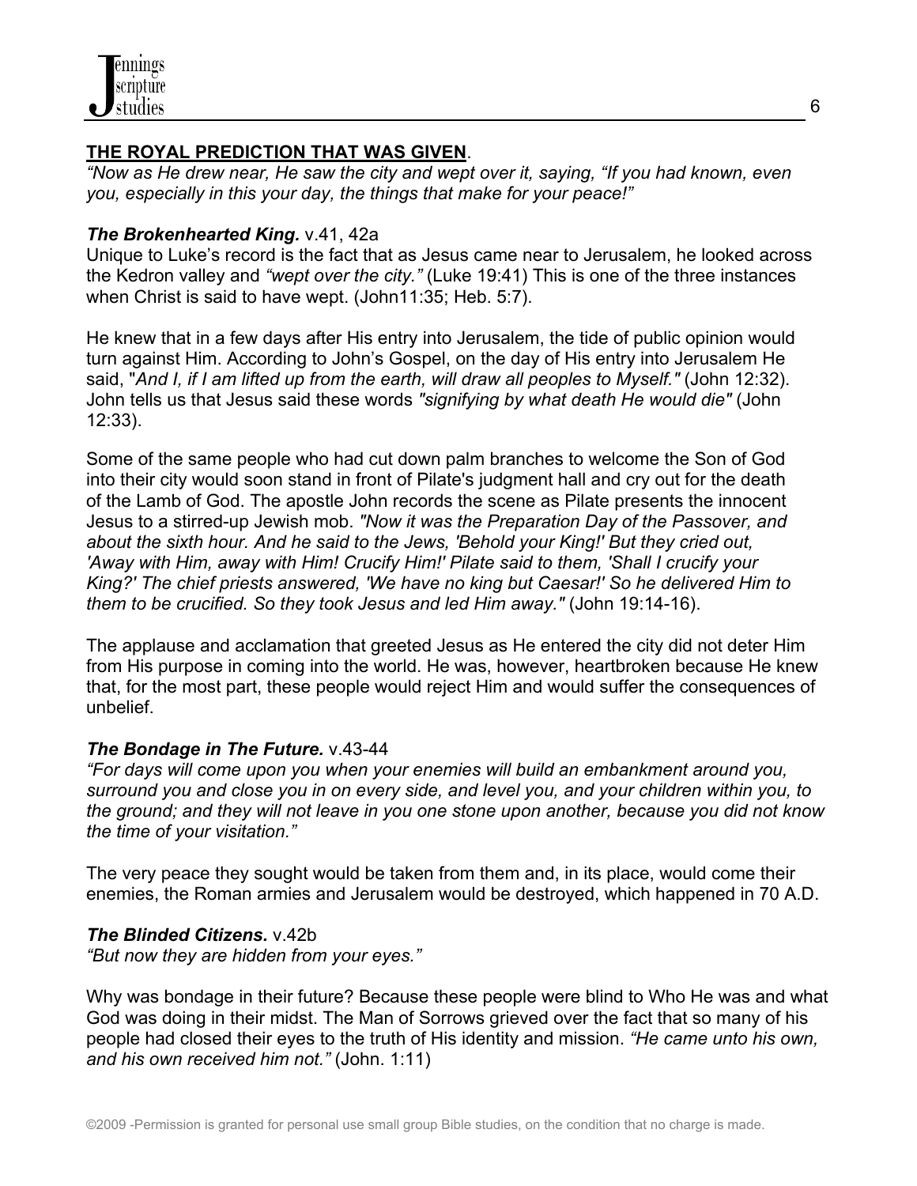## THE ROYAL PREDICTION THAT WAS GIVEN.

*"Now as He drew near, He saw the city and wept over it, saying, "If you had known, even you, especially in this your day, the things that make for your peace!"*

***The Brokenhearted King.*** v.41, 42a

Unique to Luke's record is the fact that as Jesus came near to Jerusalem, he looked across the Kedron valley and *"wept over the city."* (Luke 19:41) This is one of the three instances when Christ is said to have wept. (John11:35; Heb. 5:7).

He knew that in a few days after His entry into Jerusalem, the tide of public opinion would turn against Him. According to John's Gospel, on the day of His entry into Jerusalem He said, "*And I, if I am lifted up from the earth, will draw all peoples to Myself."* (John 12:32). John tells us that Jesus said these words *"signifying by what death He would die"* (John 12:33).

Some of the same people who had cut down palm branches to welcome the Son of God into their city would soon stand in front of Pilate's judgment hall and cry out for the death of the Lamb of God. The apostle John records the scene as Pilate presents the innocent Jesus to a stirred-up Jewish mob. *"Now it was the Preparation Day of the Passover, and about the sixth hour. And he said to the Jews, 'Behold your King!' But they cried out, 'Away with Him, away with Him! Crucify Him!' Pilate said to them, 'Shall I crucify your King?' The chief priests answered, 'We have no king but Caesar!' So he delivered Him to them to be crucified. So they took Jesus and led Him away."* (John 19:14-16).

The applause and acclamation that greeted Jesus as He entered the city did not deter Him from His purpose in coming into the world. He was, however, heartbroken because He knew that, for the most part, these people would reject Him and would suffer the consequences of unbelief.

***The Bondage in The Future.*** v.43-44

*"For days will come upon you when your enemies will build an embankment around you, surround you and close you in on every side, and level you, and your children within you, to the ground; and they will not leave in you one stone upon another, because you did not know the time of your visitation."*

The very peace they sought would be taken from them and, in its place, would come their enemies, the Roman armies and Jerusalem would be destroyed, which happened in 70 A.D.

***The Blinded Citizens.*** v.42b

*"But now they are hidden from your eyes."*

Why was bondage in their future? Because these people were blind to Who He was and what God was doing in their midst. The Man of Sorrows grieved over the fact that so many of his people had closed their eyes to the truth of His identity and mission. *"He came unto his own, and his own received him not."* (John. 1:11)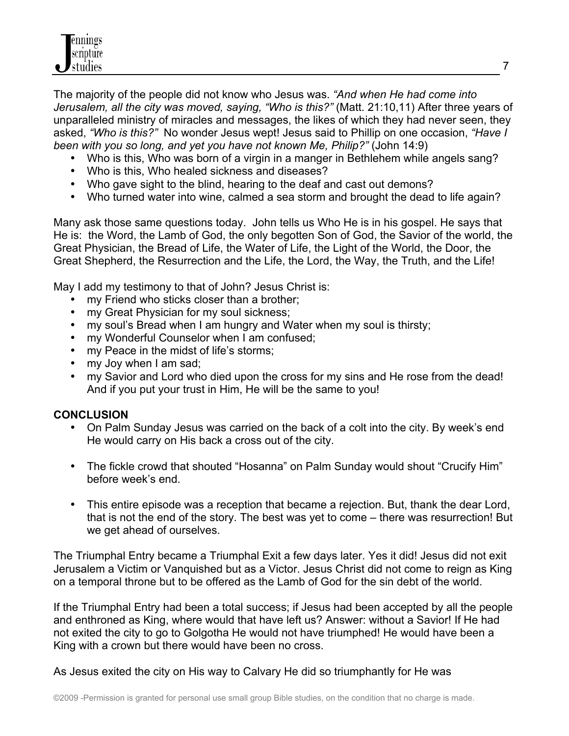The majority of the people did not know who Jesus was. *"And when He had come into Jerusalem, all the city was moved, saying, "Who is this?"* (Matt. 21:10,11) After three years of unparalleled ministry of miracles and messages, the likes of which they had never seen, they asked, *"Who is this?"* No wonder Jesus wept! Jesus said to Phillip on one occasion, *"Have I been with you so long, and yet you have not known Me, Philip?"* (John 14:9)

- Who is this, Who was born of a virgin in a manger in Bethlehem while angels sang?
- Who is this, Who healed sickness and diseases?
- Who gave sight to the blind, hearing to the deaf and cast out demons?
- Who turned water into wine, calmed a sea storm and brought the dead to life again?

Many ask those same questions today. John tells us Who He is in his gospel. He says that He is: the Word, the Lamb of God, the only begotten Son of God, the Savior of the world, the Great Physician, the Bread of Life, the Water of Life, the Light of the World, the Door, the Great Shepherd, the Resurrection and the Life, the Lord, the Way, the Truth, and the Life!

May I add my testimony to that of John? Jesus Christ is:

- my Friend who sticks closer than a brother;
- my Great Physician for my soul sickness;
- my soul's Bread when I am hungry and Water when my soul is thirsty;
- my Wonderful Counselor when I am confused;
- my Peace in the midst of life's storms;
- my Joy when I am sad;
- my Savior and Lord who died upon the cross for my sins and He rose from the dead! And if you put your trust in Him, He will be the same to you!

**CONCLUSION**

- On Palm Sunday Jesus was carried on the back of a colt into the city. By week's end He would carry on His back a cross out of the city.
- The fickle crowd that shouted "Hosanna" on Palm Sunday would shout "Crucify Him" before week's end.
- This entire episode was a reception that became a rejection. But, thank the dear Lord, that is not the end of the story. The best was yet to come – there was resurrection! But we get ahead of ourselves.

The Triumphal Entry became a Triumphal Exit a few days later. Yes it did! Jesus did not exit Jerusalem a Victim or Vanquished but as a Victor. Jesus Christ did not come to reign as King on a temporal throne but to be offered as the Lamb of God for the sin debt of the world.

If the Triumphal Entry had been a total success; if Jesus had been accepted by all the people and enthroned as King, where would that have left us? Answer: without a Savior! If He had not exited the city to go to Golgotha He would not have triumphed! He would have been a King with a crown but there would have been no cross.

As Jesus exited the city on His way to Calvary He did so triumphantly for He was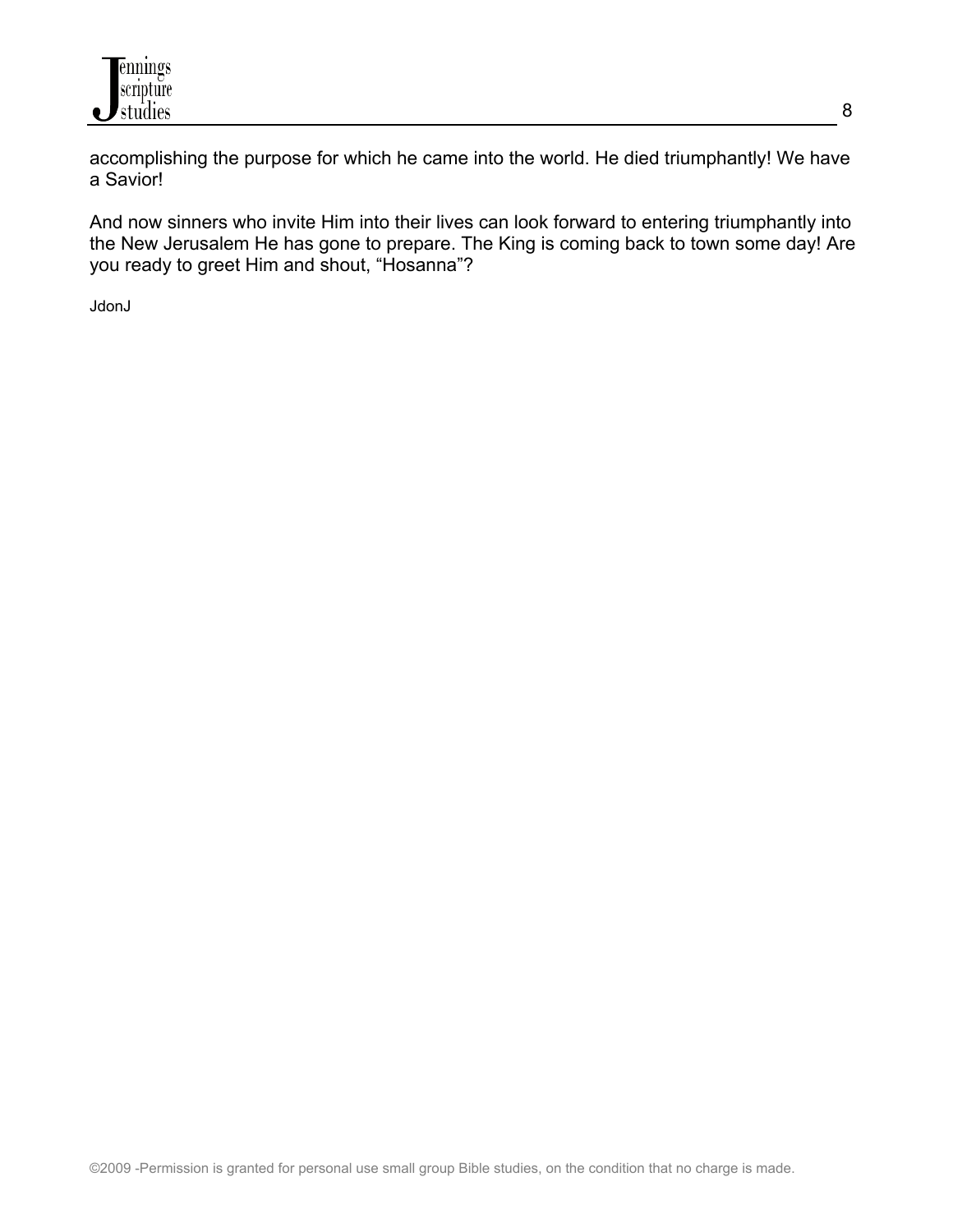accomplishing the purpose for which he came into the world. He died triumphantly! We have a Savior!

And now sinners who invite Him into their lives can look forward to entering triumphantly into the New Jerusalem He has gone to prepare. The King is coming back to town some day! Are you ready to greet Him and shout, "Hosanna"?

JdonJ